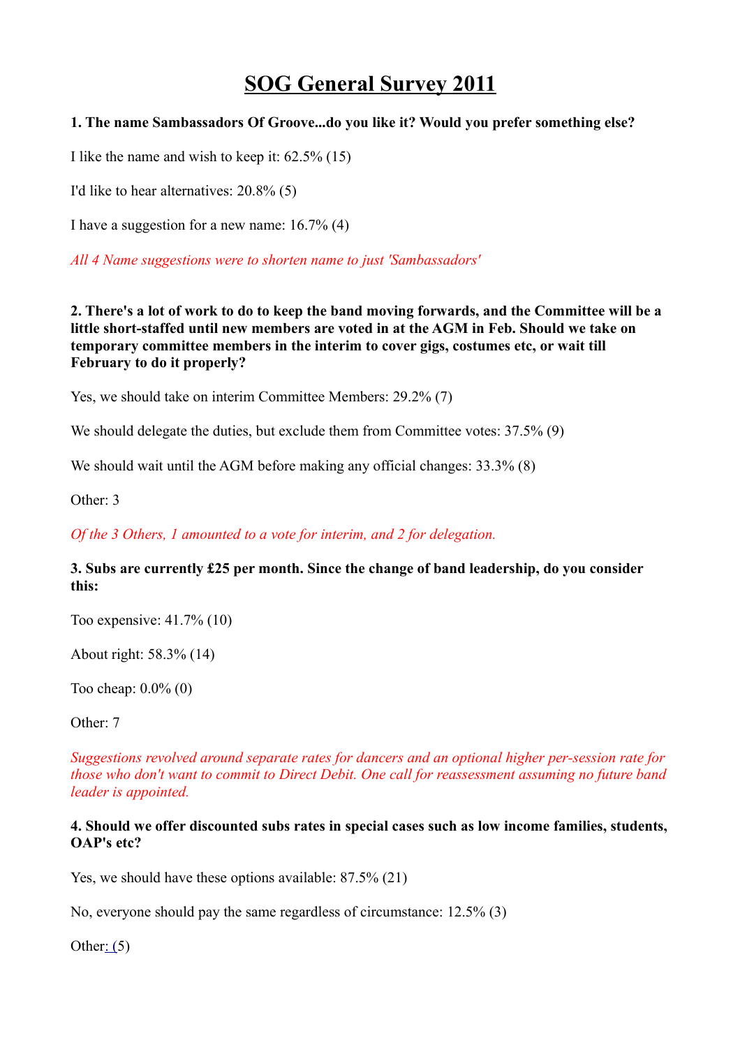# SOG General Survey 2011

**1. The name Sambassadors Of Groove...do you like it? Would you prefer something else?**

I like the name and wish to keep it: 62.5% (15)

I'd like to hear alternatives: 20.8% (5)

I have a suggestion for a new name: 16.7% (4)

*All 4 Name suggestions were to shorten name to just 'Sambassadors'*

**2. There's a lot of work to do to keep the band moving forwards, and the Committee will be a little short-staffed until new members are voted in at the AGM in Feb. Should we take on temporary committee members in the interim to cover gigs, costumes etc, or wait till February to do it properly?**

Yes, we should take on interim Committee Members: 29.2% (7)

We should delegate the duties, but exclude them from Committee votes: 37.5% (9)

We should wait until the AGM before making any official changes: 33.3% (8)

Other: 3

*Of the 3 Others, 1 amounted to a vote for interim, and 2 for delegation.*

**3. Subs are currently £25 per month. Since the change of band leadership, do you consider this:**

Too expensive: 41.7% (10)

About right: 58.3% (14)

Too cheap: 0.0% (0)

Other: 7

*Suggestions revolved around separate rates for dancers and an optional higher per-session rate for those who don't want to commit to Direct Debit. One call for reassessment assuming no future band leader is appointed.*

**4. Should we offer discounted subs rates in special cases such as low income families, students, OAP's etc?**

Yes, we should have these options available: 87.5% (21)

No, everyone should pay the same regardless of circumstance: 12.5% (3)

Other: (5)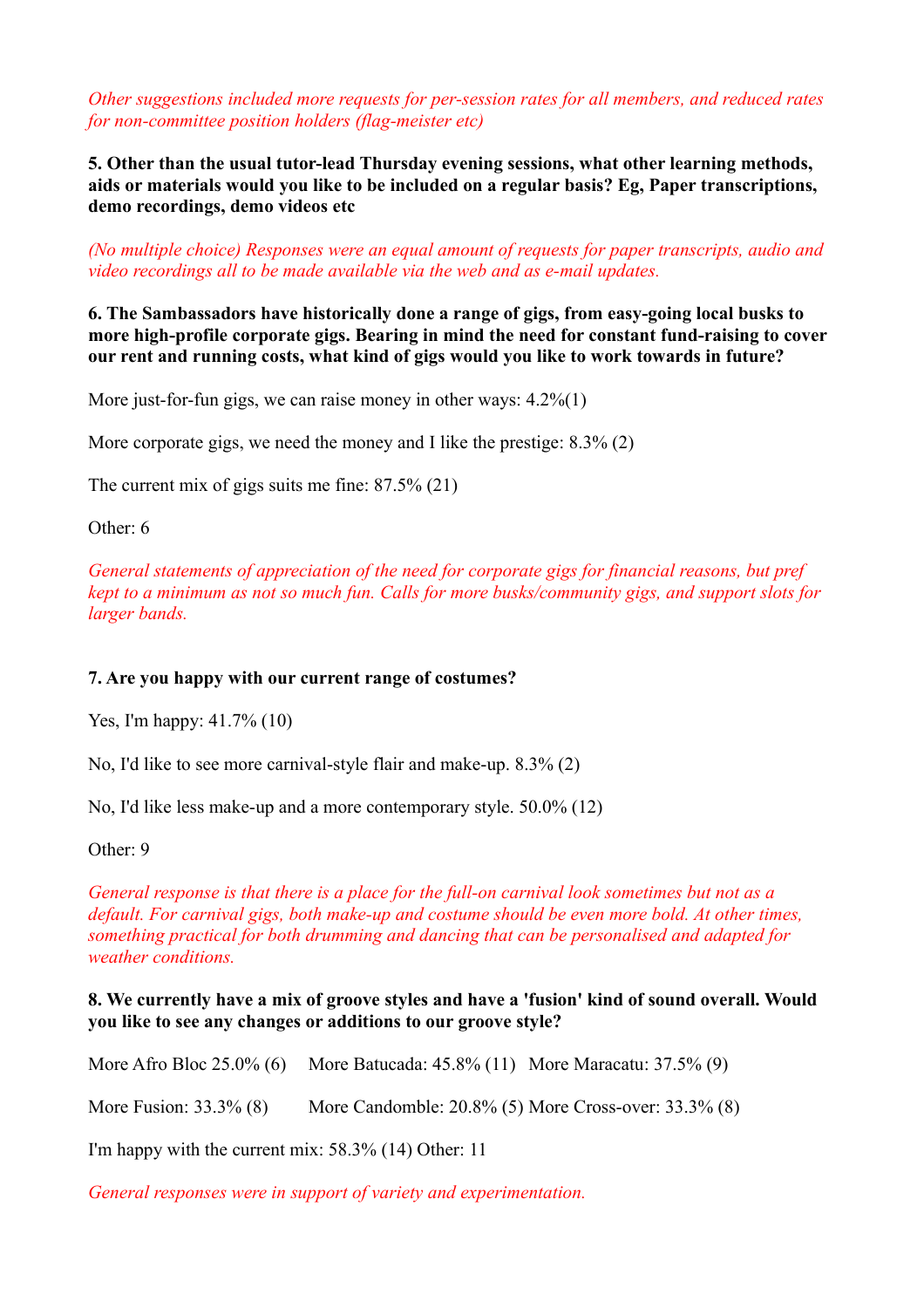*Other suggestions included more requests for per-session rates for all members, and reduced rates for non-committee position holders (flag-meister etc)*

**5. Other than the usual tutor-lead Thursday evening sessions, what other learning methods, aids or materials would you like to be included on a regular basis? Eg, Paper transcriptions, demo recordings, demo videos etc**

*(No multiple choice) Responses were an equal amount of requests for paper transcripts, audio and video recordings all to be made available via the web and as e-mail updates.*

**6. The Sambassadors have historically done a range of gigs, from easy-going local busks to more high-profile corporate gigs. Bearing in mind the need for constant fund-raising to cover our rent and running costs, what kind of gigs would you like to work towards in future?**

More just-for-fun gigs, we can raise money in other ways: 4.2%(1)

More corporate gigs, we need the money and I like the prestige: 8.3% (2)

The current mix of gigs suits me fine: 87.5% (21)

Other: 6

*General statements of appreciation of the need for corporate gigs for financial reasons, but pref kept to a minimum as not so much fun. Calls for more busks/community gigs, and support slots for larger bands.*

**7. Are you happy with our current range of costumes?**

Yes, I'm happy: 41.7% (10)

No, I'd like to see more carnival-style flair and make-up. 8.3% (2)

No, I'd like less make-up and a more contemporary style. 50.0% (12)

Other: 9

*General response is that there is a place for the full-on carnival look sometimes but not as a default. For carnival gigs, both make-up and costume should be even more bold. At other times, something practical for both drumming and dancing that can be personalised and adapted for weather conditions.*

**8. We currently have a mix of groove styles and have a 'fusion' kind of sound overall. Would you like to see any changes or additions to our groove style?**

More Afro Bloc 25.0% (6)  More Batucada: 45.8% (11)  More Maracatu: 37.5% (9)

More Fusion: 33.3% (8)  More Candomble: 20.8% (5) More Cross-over: 33.3% (8)

I'm happy with the current mix: 58.3% (14) Other: 11

*General responses were in support of variety and experimentation.*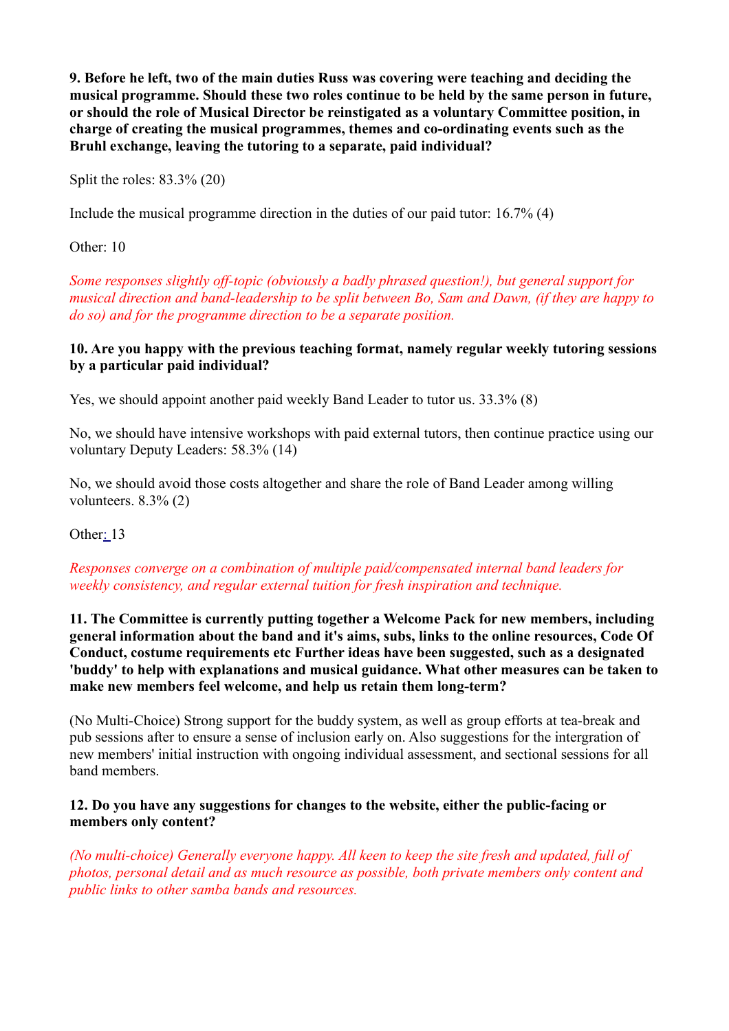**9. Before he left, two of the main duties Russ was covering were teaching and deciding the musical programme. Should these two roles continue to be held by the same person in future, or should the role of Musical Director be reinstigated as a voluntary Committee position, in charge of creating the musical programmes, themes and co-ordinating events such as the Bruhl exchange, leaving the tutoring to a separate, paid individual?**

Split the roles: 83.3% (20)

Include the musical programme direction in the duties of our paid tutor: 16.7% (4)

Other: 10

*Some responses slightly off-topic (obviously a badly phrased question!), but general support for musical direction and band-leadership to be split between Bo, Sam and Dawn, (if they are happy to do so) and for the programme direction to be a separate position.*

**10. Are you happy with the previous teaching format, namely regular weekly tutoring sessions by a particular paid individual?**

Yes, we should appoint another paid weekly Band Leader to tutor us. 33.3% (8)

No, we should have intensive workshops with paid external tutors, then continue practice using our voluntary Deputy Leaders: 58.3% (14)

No, we should avoid those costs altogether and share the role of Band Leader among willing volunteers. 8.3% (2)

Other: 13

*Responses converge on a combination of multiple paid/compensated internal band leaders for weekly consistency, and regular external tuition for fresh inspiration and technique.*

**11. The Committee is currently putting together a Welcome Pack for new members, including general information about the band and it's aims, subs, links to the online resources, Code Of Conduct, costume requirements etc Further ideas have been suggested, such as a designated 'buddy' to help with explanations and musical guidance. What other measures can be taken to make new members feel welcome, and help us retain them long-term?**

(No Multi-Choice) Strong support for the buddy system, as well as group efforts at tea-break and pub sessions after to ensure a sense of inclusion early on. Also suggestions for the intergration of new members' initial instruction with ongoing individual assessment, and sectional sessions for all band members.

**12. Do you have any suggestions for changes to the website, either the public-facing or members only content?**

*(No multi-choice) Generally everyone happy. All keen to keep the site fresh and updated, full of photos, personal detail and as much resource as possible, both private members only content and public links to other samba bands and resources.*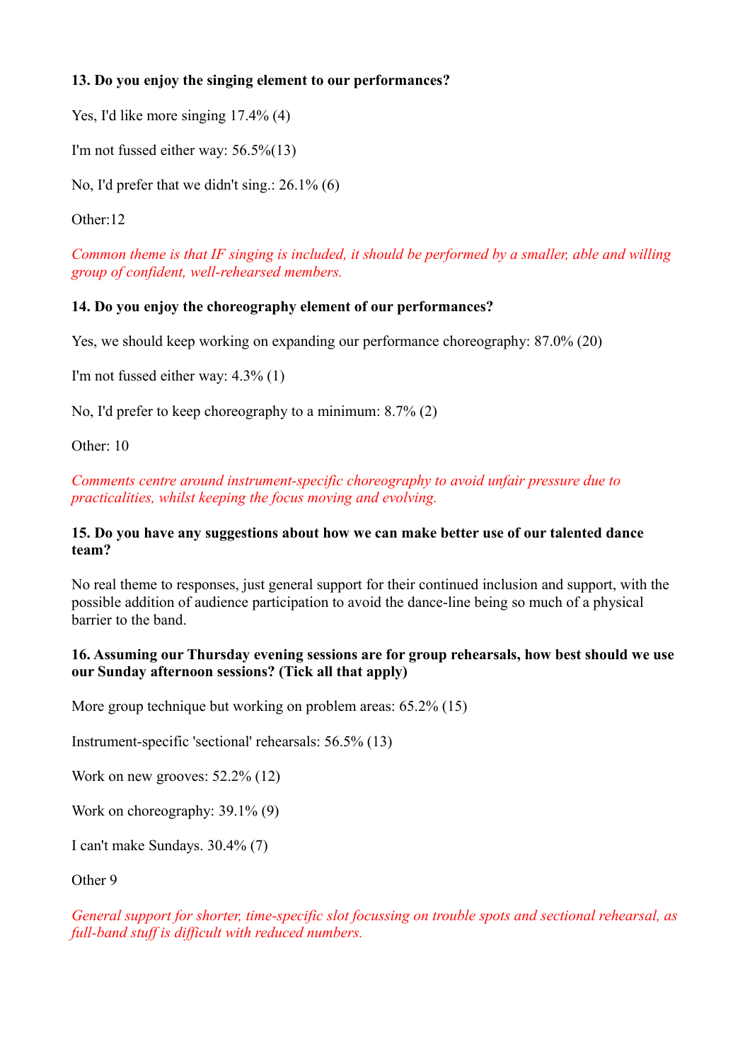**13. Do you enjoy the singing element to our performances?**

Yes, I'd like more singing 17.4% (4)

I'm not fussed either way: 56.5%(13)

No, I'd prefer that we didn't sing.: 26.1% (6)

Other:12

*Common theme is that IF singing is included, it should be performed by a smaller, able and willing group of confident, well-rehearsed members.*

**14. Do you enjoy the choreography element of our performances?**

Yes, we should keep working on expanding our performance choreography: 87.0% (20)

I'm not fussed either way: 4.3% (1)

No, I'd prefer to keep choreography to a minimum: 8.7% (2)

Other: 10

*Comments centre around instrument-specific choreography to avoid unfair pressure due to practicalities, whilst keeping the focus moving and evolving.*

**15. Do you have any suggestions about how we can make better use of our talented dance team?**

No real theme to responses, just general support for their continued inclusion and support, with the possible addition of audience participation to avoid the dance-line being so much of a physical barrier to the band.

**16. Assuming our Thursday evening sessions are for group rehearsals, how best should we use our Sunday afternoon sessions? (Tick all that apply)**

More group technique but working on problem areas: 65.2% (15)

Instrument-specific 'sectional' rehearsals: 56.5% (13)

Work on new grooves: 52.2% (12)

Work on choreography: 39.1% (9)

I can't make Sundays. 30.4% (7)

Other 9

*General support for shorter, time-specific slot focussing on trouble spots and sectional rehearsal, as full-band stuff is difficult with reduced numbers.*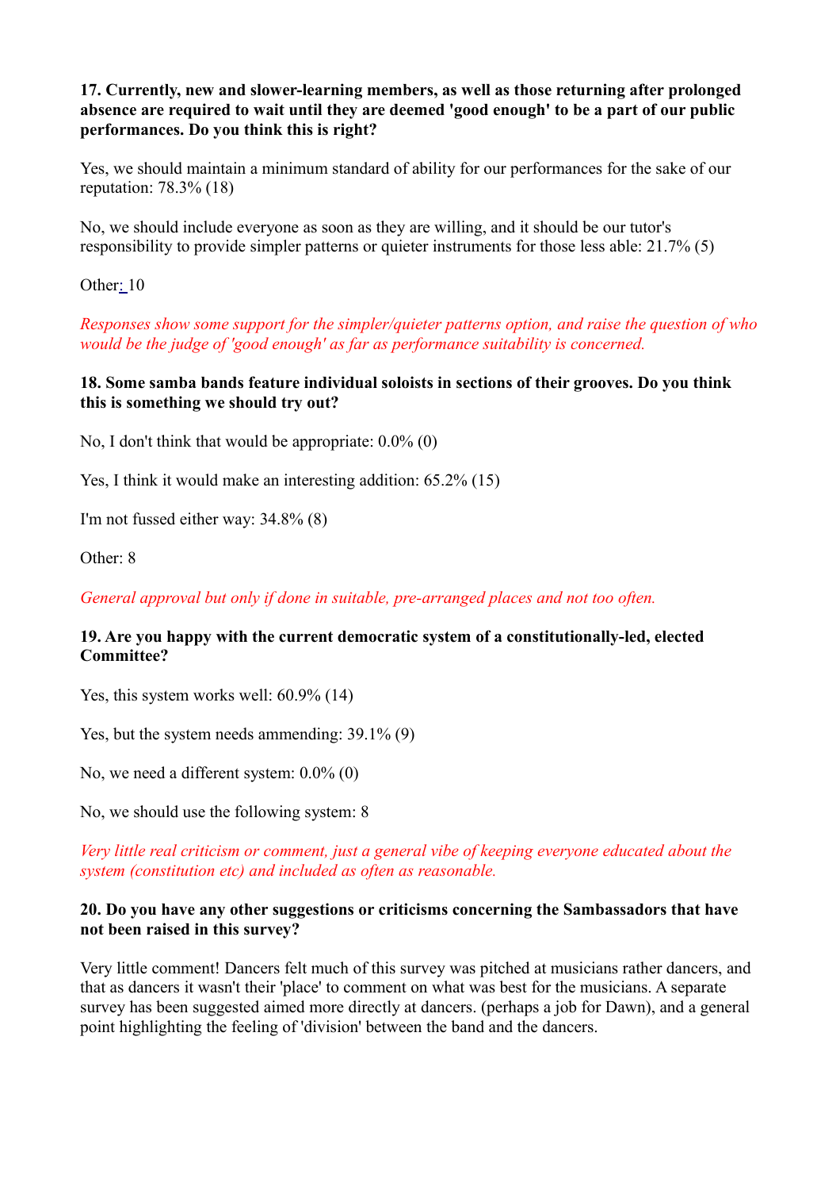**17. Currently, new and slower-learning members, as well as those returning after prolonged absence are required to wait until they are deemed 'good enough' to be a part of our public performances. Do you think this is right?**

Yes, we should maintain a minimum standard of ability for our performances for the sake of our reputation: 78.3% (18)

No, we should include everyone as soon as they are willing, and it should be our tutor's responsibility to provide simpler patterns or quieter instruments for those less able: 21.7% (5)

Other: 10

*Responses show some support for the simpler/quieter patterns option, and raise the question of who would be the judge of 'good enough' as far as performance suitability is concerned.*

**18. Some samba bands feature individual soloists in sections of their grooves. Do you think this is something we should try out?**

No, I don't think that would be appropriate: 0.0% (0)

Yes, I think it would make an interesting addition: 65.2% (15)

I'm not fussed either way: 34.8% (8)

Other: 8

*General approval but only if done in suitable, pre-arranged places and not too often.*

**19. Are you happy with the current democratic system of a constitutionally-led, elected Committee?**

Yes, this system works well: 60.9% (14)

Yes, but the system needs ammending: 39.1% (9)

No, we need a different system: 0.0% (0)

No, we should use the following system: 8

*Very little real criticism or comment, just a general vibe of keeping everyone educated about the system (constitution etc) and included as often as reasonable.*

**20. Do you have any other suggestions or criticisms concerning the Sambassadors that have not been raised in this survey?**

Very little comment! Dancers felt much of this survey was pitched at musicians rather dancers, and that as dancers it wasn't their 'place' to comment on what was best for the musicians. A separate survey has been suggested aimed more directly at dancers. (perhaps a job for Dawn), and a general point highlighting the feeling of 'division' between the band and the dancers.